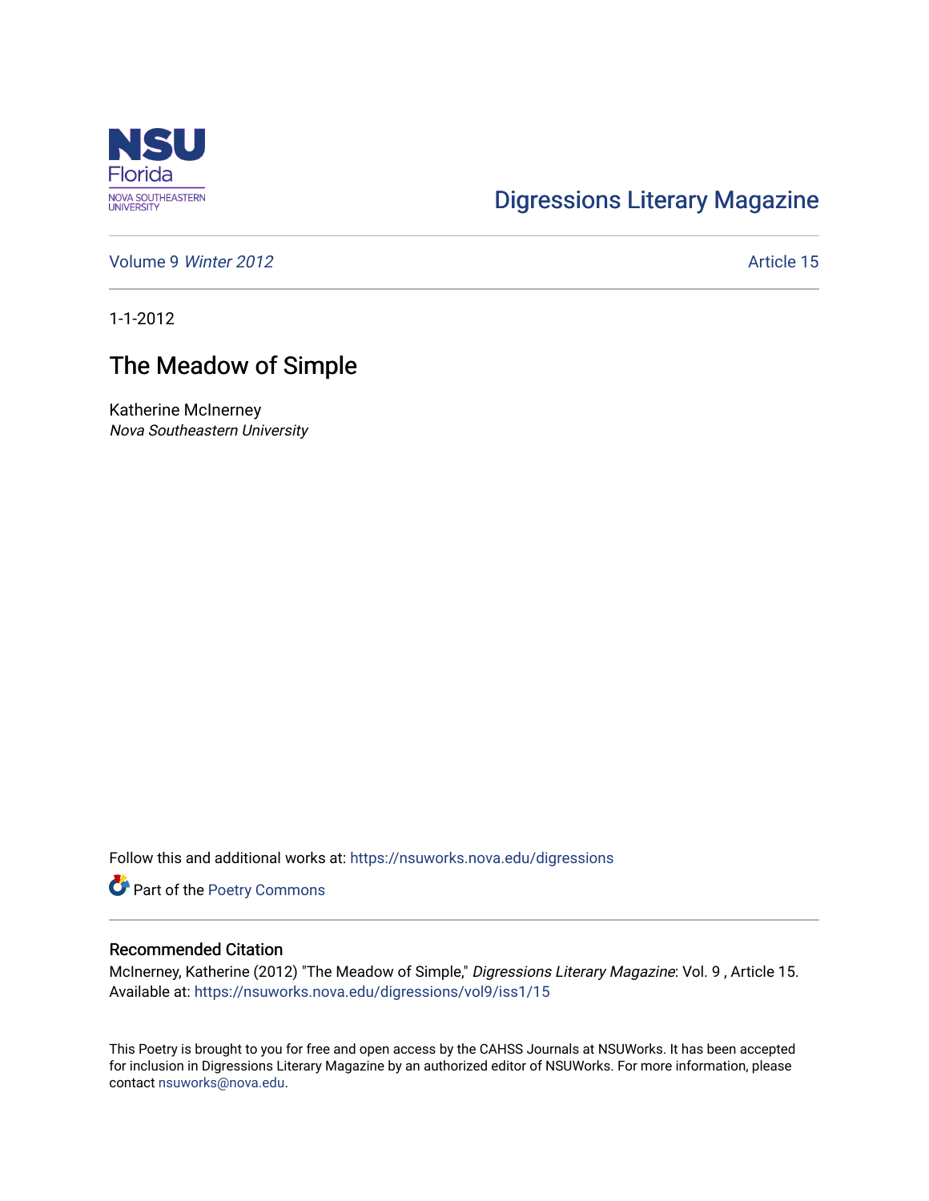NSU Florida
NOVA SOUTHEASTERN UNIVERSITY

Digressions Literary Magazine

Volume 9 *Winter 2012*

Article 15

1-1-2012

# The Meadow of Simple

Katherine McInerney
*Nova Southeastern University*

Follow this and additional works at: https://nsuworks.nova.edu/digressions

Part of the Poetry Commons

## Recommended Citation

McInerney, Katherine (2012) "The Meadow of Simple," *Digressions Literary Magazine*: Vol. 9 , Article 15.
Available at: https://nsuworks.nova.edu/digressions/vol9/iss1/15

This Poetry is brought to you for free and open access by the CAHSS Journals at NSUWorks. It has been accepted for inclusion in Digressions Literary Magazine by an authorized editor of NSUWorks. For more information, please contact nsuworks@nova.edu.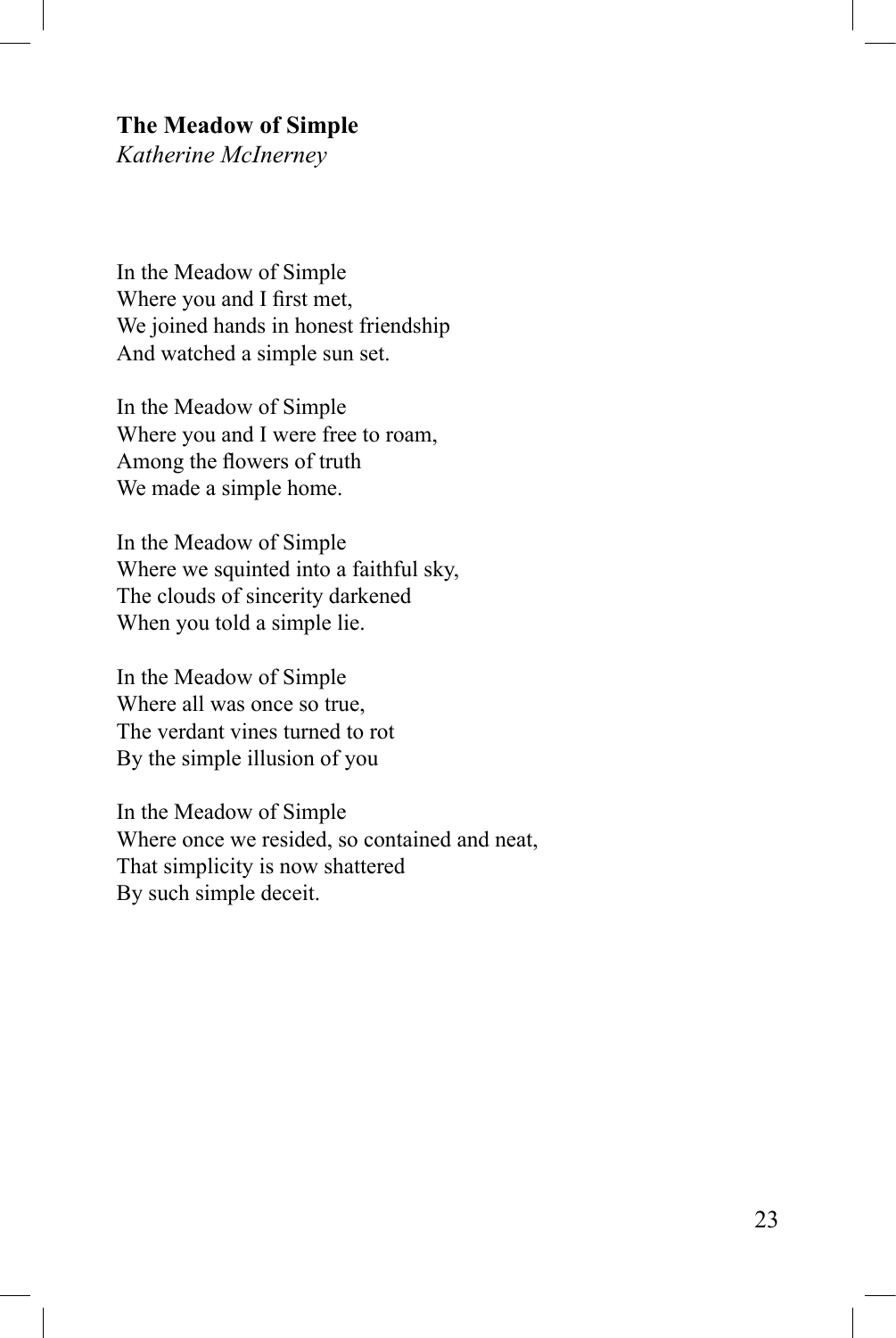**The Meadow of Simple**
*Katherine McInerney*

In the Meadow of Simple
Where you and I first met,
We joined hands in honest friendship
And watched a simple sun set.

In the Meadow of Simple
Where you and I were free to roam,
Among the flowers of truth
We made a simple home.

In the Meadow of Simple
Where we squinted into a faithful sky,
The clouds of sincerity darkened
When you told a simple lie.

In the Meadow of Simple
Where all was once so true,
The verdant vines turned to rot
By the simple illusion of you

In the Meadow of Simple
Where once we resided, so contained and neat,
That simplicity is now shattered
By such simple deceit.